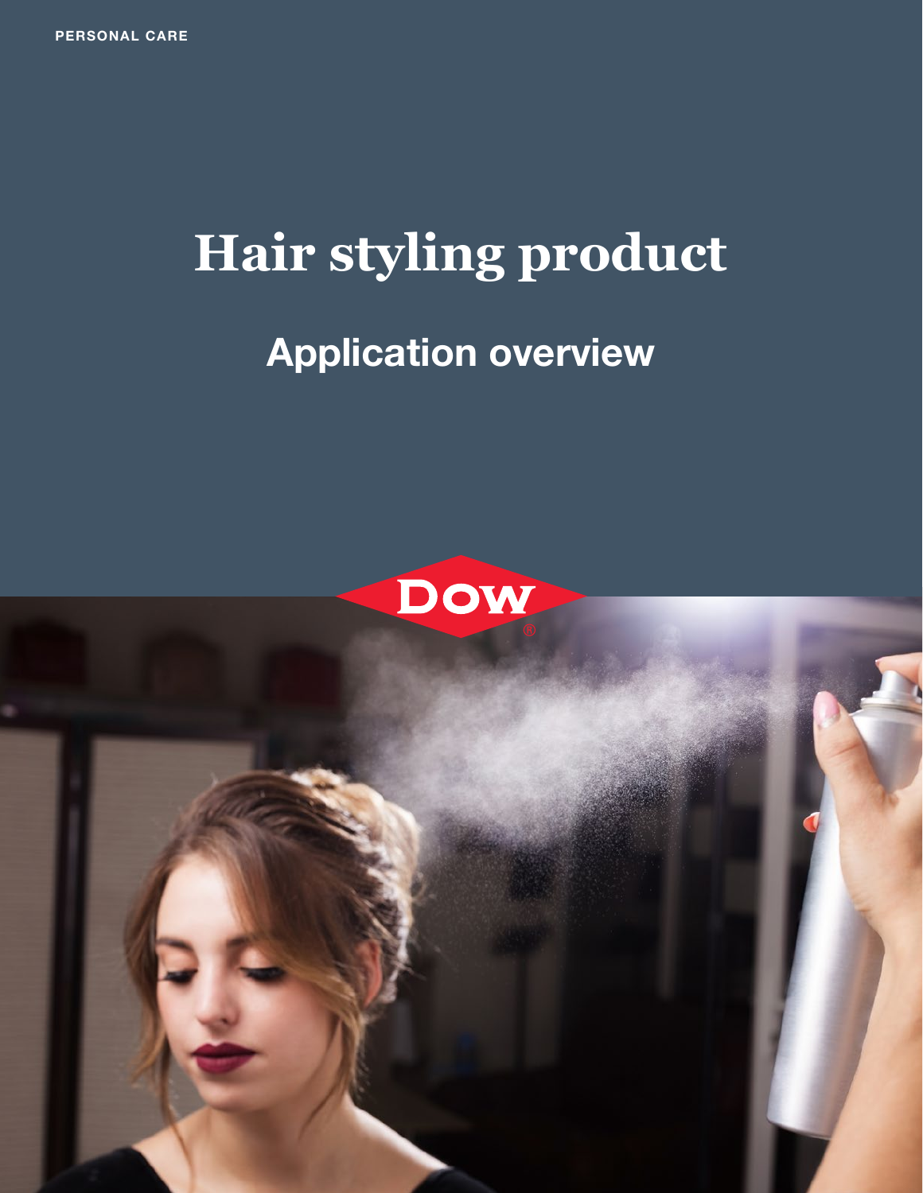PERSONAL CARE

# Hair styling product

## Application overview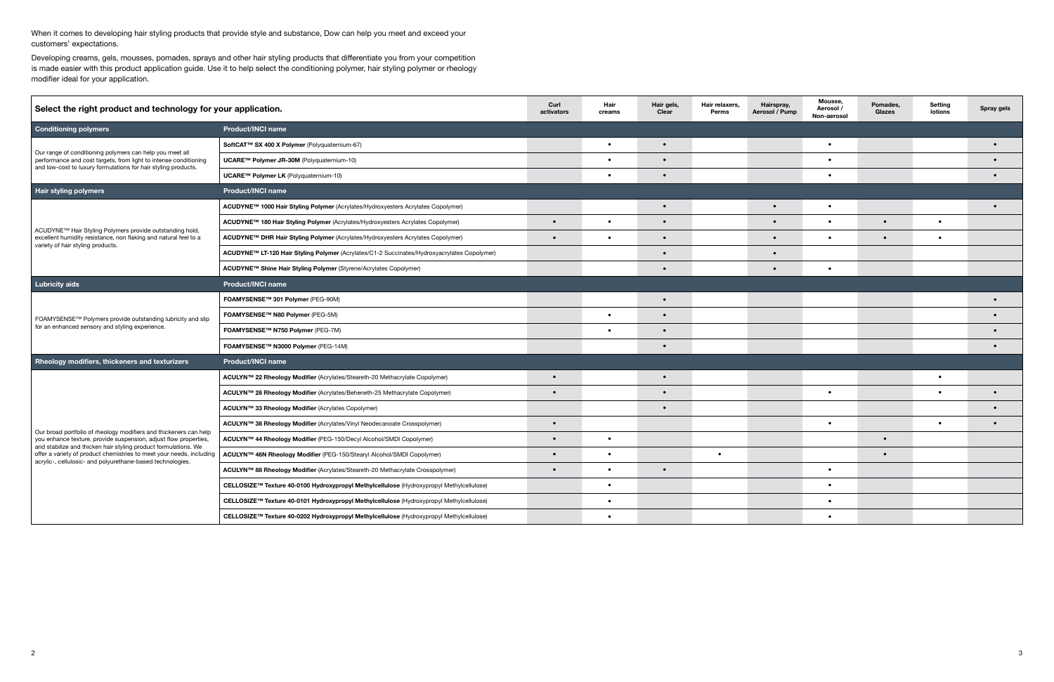When it comes to developing hair styling products that provide style and substance, Dow can help you meet and exceed your customers' expectations.

Developing creams, gels, mousses, pomades, sprays and other hair styling products that differentiate you from your competition is made easier with this product application guide. Use it to help select the conditioning polymer, hair styling polymer or rheology modifier ideal for your application.

| Select the right product and technology for your application. | | Curl activators | Hair creams | Hair gels, Clear | Hair relaxers, Perms | Hairspray, Aerosol / Pump | Mousse, Aerosol / Non-aerosol | Pomades, Glazes | Setting lotions | Spray gels |
|---|---|---|---|---|---|---|---|---|---|---|
| **Conditioning polymers** | **Product/INCI name** | | | | | | | | | |
| Our range of conditioning polymers can help you meet all performance and cost targets, from light to intense conditioning and low-cost to luxury formulations for hair styling products. | **SoftCAT™ SX 400 X Polymer** (Polyquaternium-67) | | • | • | | | • | | | • |
| | **UCARE™ Polymer JR-30M** (Polyquaternium-10) | | • | • | | | • | | | • |
| | **UCARE™ Polymer LK** (Polyquaternium-10) | | • | • | | | • | | | • |
| **Hair styling polymers** | **Product/INCI name** | | | | | | | | | |
| ACUDYNE™ Hair Styling Polymers provide outstanding hold, excellent humidity resistance, non flaking and natural feel to a variety of hair styling products. | **ACUDYNE™ 1000 Hair Styling Polymer** (Acrylates/Hydroxyesters Acrylates Copolymer) | | | • | | • | • | | | • |
| | **ACUDYNE™ 180 Hair Styling Polymer** (Acrylates/Hydroxyesters Acrylates Copolymer) | • | • | • | | • | • | • | • | |
| | **ACUDYNE™ DHR Hair Styling Polymer** (Acrylates/Hydroxyesters Acrylates Copolymer) | • | • | • | | • | • | • | • | |
| | **ACUDYNE™ LT-120 Hair Styling Polymer** (Acrylates/C1-2 Succinates/Hydroxyacrylates Copolymer) | | | • | | • | | | | |
| | **ACUDYNE™ Shine Hair Styling Polymer** (Styrene/Acrylates Copolymer) | | | • | | • | • | | | |
| **Lubricity aids** | **Product/INCI name** | | | | | | | | | |
| FOAMYSENSE™ Polymers provide outstanding lubricity and slip for an enhanced sensory and styling experience. | **FOAMYSENSE™ 301 Polymer** (PEG-90M) | | | • | | | | | | • |
| | **FOAMYSENSE™ N80 Polymer** (PEG-5M) | | • | • | | | | | | • |
| | **FOAMYSENSE™ N750 Polymer** (PEG-7M) | | • | • | | | | | | • |
| | **FOAMYSENSE™ N3000 Polymer** (PEG-14M) | | | • | | | | | | • |
| **Rheology modifiers, thickeners and texturizers** | **Product/INCI name** | | | | | | | | | |
| Our broad portfolio of rheology modifiers and thickeners can help you enhance texture, provide suspension, adjust flow properties, and stabilize and thicken hair styling product formulations. We offer a variety of product chemistries to meet your needs, including acrylic-, cellulosic- and polyurethane-based technologies. | **ACULYN™ 22 Rheology Modifier** (Acrylates/Steareth-20 Methacrylate Copolymer) | • | | • | | | | | • | |
| | **ACULYN™ 28 Rheology Modifier** (Acrylates/Beheneth-25 Methacrylate Copolymer) | • | | • | | | • | | • | • |
| | **ACULYN™ 33 Rheology Modifier** (Acrylates Copolymer) | | | • | | | | | | • |
| | **ACULYN™ 38 Rheology Modifier** (Acrylates/Vinyl Neodecanoate Crosspolymer) | • | | | | | • | | • | • |
| | **ACULYN™ 44 Rheology Modifier** (PEG-150/Decyl Alcohol/SMDI Copolymer) | • | • | | | | | • | | |
| | **ACULYN™ 46N Rheology Modifier** (PEG-150/Stearyl Alcohol/SMDI Copolymer) | • | • | | • | | | • | | |
| | **ACULYN™ 88 Rheology Modifier** (Acrylates/Steareth-20 Methacrylate Crosspolymer) | • | • | • | | | • | | | |
| | **CELLOSIZE™ Texture 40-0100 Hydroxypropyl Methylcellulose** (Hydroxypropyl Methylcellulose) | | • | | | | • | | | |
| | **CELLOSIZE™ Texture 40-0101 Hydroxypropyl Methylcellulose** (Hydroxypropyl Methylcellulose) | | • | | | | • | | | |
| | **CELLOSIZE™ Texture 40-0202 Hydroxypropyl Methylcellulose** (Hydroxypropyl Methylcellulose) | | • | | | | • | | | |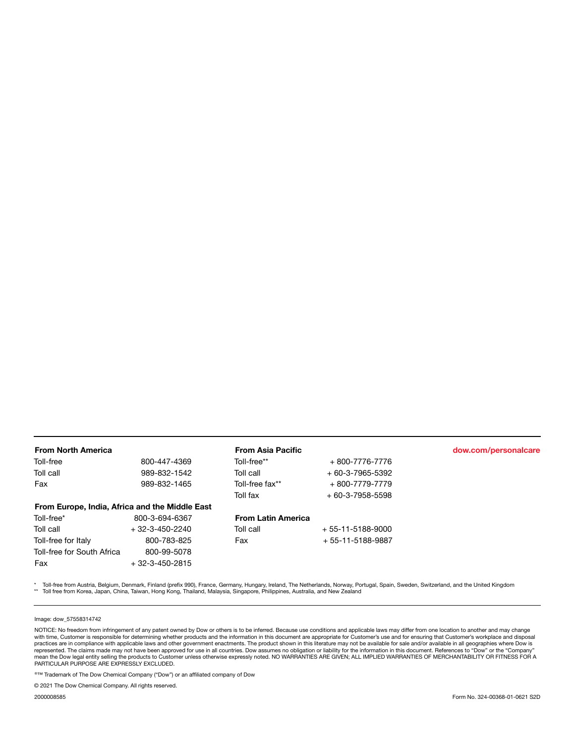**From North America**

| | |
|---|---|
| Toll-free | 800-447-4369 |
| Toll call | 989-832-1542 |
| Fax | 989-832-1465 |

**From Europe, India, Africa and the Middle East**

| | |
|---|---|
| Toll-free* | 800-3-694-6367 |
| Toll call | + 32-3-450-2240 |
| Toll-free for Italy | 800-783-825 |
| Toll-free for South Africa | 800-99-5078 |
| Fax | + 32-3-450-2815 |

**From Asia Pacific**

| | |
|---|---|
| Toll-free** | + 800-7776-7776 |
| Toll call | + 60-3-7965-5392 |
| Toll-free fax** | + 800-7779-7779 |
| Toll fax | + 60-3-7958-5598 |

**From Latin America**

| | |
|---|---|
| Toll call | + 55-11-5188-9000 |
| Fax | + 55-11-5188-9887 |

**dow.com/personalcare**

\* Toll-free from Austria, Belgium, Denmark, Finland (prefix 990), France, Germany, Hungary, Ireland, The Netherlands, Norway, Portugal, Spain, Sweden, Switzerland, and the United Kingdom

\*\* Toll free from Korea, Japan, China, Taiwan, Hong Kong, Thailand, Malaysia, Singapore, Philippines, Australia, and New Zealand

Image: dow_57558314742

NOTICE: No freedom from infringement of any patent owned by Dow or others is to be inferred. Because use conditions and applicable laws may differ from one location to another and may change with time, Customer is responsible for determining whether products and the information in this document are appropriate for Customer's use and for ensuring that Customer's workplace and disposal practices are in compliance with applicable laws and other government enactments. The product shown in this literature may not be available for sale and/or available in all geographies where Dow is represented. The claims made may not have been approved for use in all countries. Dow assumes no obligation or liability for the information in this document. References to "Dow" or the "Company" mean the Dow legal entity selling the products to Customer unless otherwise expressly noted. NO WARRANTIES ARE GIVEN; ALL IMPLIED WARRANTIES OF MERCHANTABILITY OR FITNESS FOR A PARTICULAR PURPOSE ARE EXPRESSLY EXCLUDED.

®™ Trademark of The Dow Chemical Company ("Dow") or an affiliated company of Dow

© 2021 The Dow Chemical Company. All rights reserved.

2000008585

Form No. 324-00368-01-0621 S2D